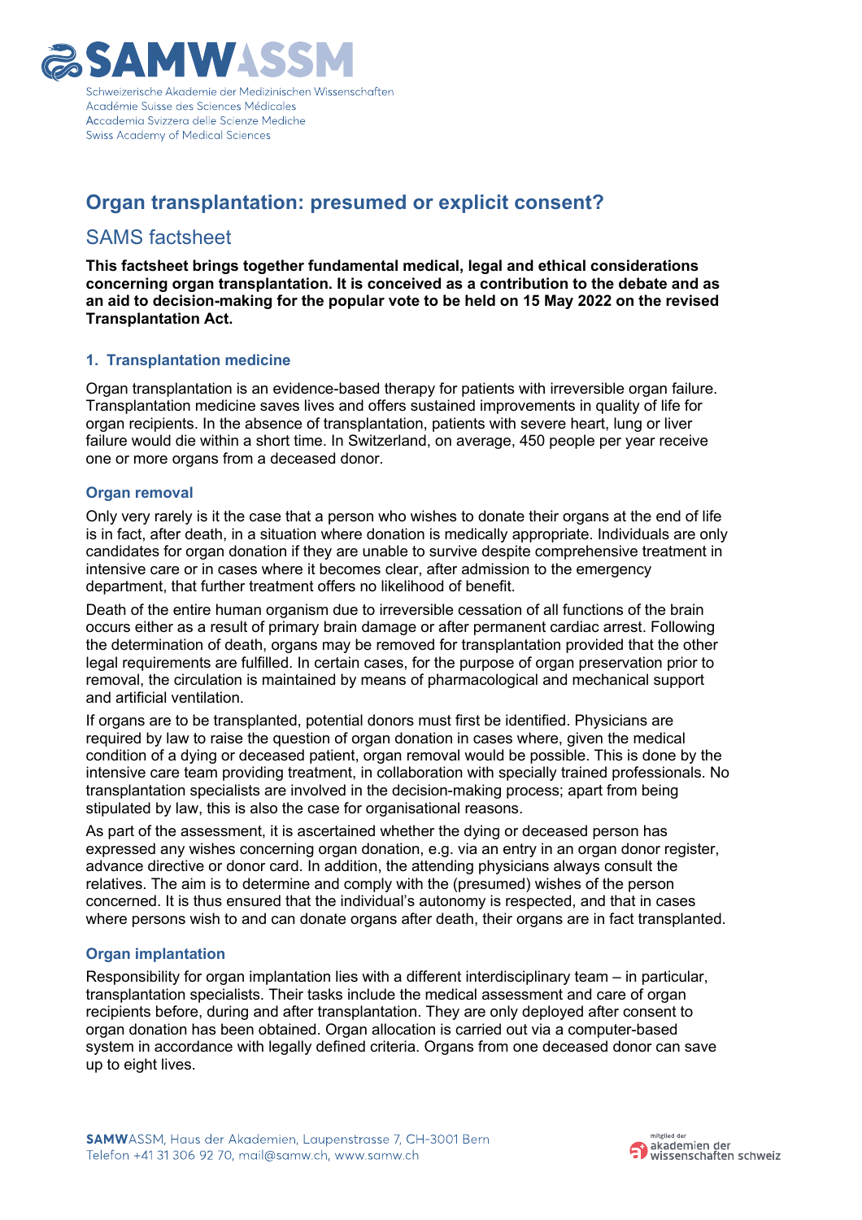# Organ transplantation: presumed or explicit consent?

## SAMS factsheet

**This factsheet brings together fundamental medical, legal and ethical considerations concerning organ transplantation. It is conceived as a contribution to the debate and as an aid to decision-making for the popular vote to be held on 15 May 2022 on the revised Transplantation Act.**

### 1. Transplantation medicine

Organ transplantation is an evidence-based therapy for patients with irreversible organ failure. Transplantation medicine saves lives and offers sustained improvements in quality of life for organ recipients. In the absence of transplantation, patients with severe heart, lung or liver failure would die within a short time. In Switzerland, on average, 450 people per year receive one or more organs from a deceased donor.

#### Organ removal

Only very rarely is it the case that a person who wishes to donate their organs at the end of life is in fact, after death, in a situation where donation is medically appropriate. Individuals are only candidates for organ donation if they are unable to survive despite comprehensive treatment in intensive care or in cases where it becomes clear, after admission to the emergency department, that further treatment offers no likelihood of benefit.

Death of the entire human organism due to irreversible cessation of all functions of the brain occurs either as a result of primary brain damage or after permanent cardiac arrest. Following the determination of death, organs may be removed for transplantation provided that the other legal requirements are fulfilled. In certain cases, for the purpose of organ preservation prior to removal, the circulation is maintained by means of pharmacological and mechanical support and artificial ventilation.

If organs are to be transplanted, potential donors must first be identified. Physicians are required by law to raise the question of organ donation in cases where, given the medical condition of a dying or deceased patient, organ removal would be possible. This is done by the intensive care team providing treatment, in collaboration with specially trained professionals. No transplantation specialists are involved in the decision-making process; apart from being stipulated by law, this is also the case for organisational reasons.

As part of the assessment, it is ascertained whether the dying or deceased person has expressed any wishes concerning organ donation, e.g. via an entry in an organ donor register, advance directive or donor card. In addition, the attending physicians always consult the relatives. The aim is to determine and comply with the (presumed) wishes of the person concerned. It is thus ensured that the individual's autonomy is respected, and that in cases where persons wish to and can donate organs after death, their organs are in fact transplanted.

#### Organ implantation

Responsibility for organ implantation lies with a different interdisciplinary team – in particular, transplantation specialists. Their tasks include the medical assessment and care of organ recipients before, during and after transplantation. They are only deployed after consent to organ donation has been obtained. Organ allocation is carried out via a computer-based system in accordance with legally defined criteria. Organs from one deceased donor can save up to eight lives.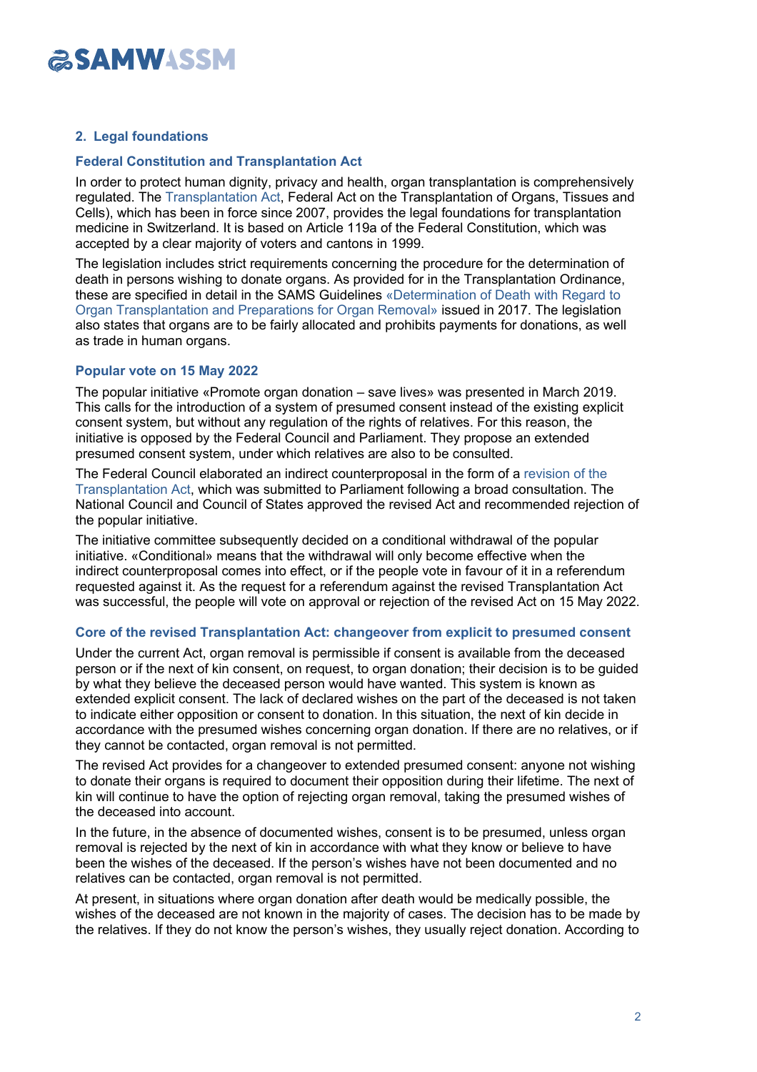## 2. Legal foundations

### Federal Constitution and Transplantation Act

In order to protect human dignity, privacy and health, organ transplantation is comprehensively regulated. The Transplantation Act, Federal Act on the Transplantation of Organs, Tissues and Cells), which has been in force since 2007, provides the legal foundations for transplantation medicine in Switzerland. It is based on Article 119a of the Federal Constitution, which was accepted by a clear majority of voters and cantons in 1999.

The legislation includes strict requirements concerning the procedure for the determination of death in persons wishing to donate organs. As provided for in the Transplantation Ordinance, these are specified in detail in the SAMS Guidelines «Determination of Death with Regard to Organ Transplantation and Preparations for Organ Removal» issued in 2017. The legislation also states that organs are to be fairly allocated and prohibits payments for donations, as well as trade in human organs.

### Popular vote on 15 May 2022

The popular initiative «Promote organ donation – save lives» was presented in March 2019. This calls for the introduction of a system of presumed consent instead of the existing explicit consent system, but without any regulation of the rights of relatives. For this reason, the initiative is opposed by the Federal Council and Parliament. They propose an extended presumed consent system, under which relatives are also to be consulted.

The Federal Council elaborated an indirect counterproposal in the form of a revision of the Transplantation Act, which was submitted to Parliament following a broad consultation. The National Council and Council of States approved the revised Act and recommended rejection of the popular initiative.

The initiative committee subsequently decided on a conditional withdrawal of the popular initiative. «Conditional» means that the withdrawal will only become effective when the indirect counterproposal comes into effect, or if the people vote in favour of it in a referendum requested against it. As the request for a referendum against the revised Transplantation Act was successful, the people will vote on approval or rejection of the revised Act on 15 May 2022.

### Core of the revised Transplantation Act: changeover from explicit to presumed consent

Under the current Act, organ removal is permissible if consent is available from the deceased person or if the next of kin consent, on request, to organ donation; their decision is to be guided by what they believe the deceased person would have wanted. This system is known as extended explicit consent. The lack of declared wishes on the part of the deceased is not taken to indicate either opposition or consent to donation. In this situation, the next of kin decide in accordance with the presumed wishes concerning organ donation. If there are no relatives, or if they cannot be contacted, organ removal is not permitted.

The revised Act provides for a changeover to extended presumed consent: anyone not wishing to donate their organs is required to document their opposition during their lifetime. The next of kin will continue to have the option of rejecting organ removal, taking the presumed wishes of the deceased into account.

In the future, in the absence of documented wishes, consent is to be presumed, unless organ removal is rejected by the next of kin in accordance with what they know or believe to have been the wishes of the deceased. If the person's wishes have not been documented and no relatives can be contacted, organ removal is not permitted.

At present, in situations where organ donation after death would be medically possible, the wishes of the deceased are not known in the majority of cases. The decision has to be made by the relatives. If they do not know the person's wishes, they usually reject donation. According to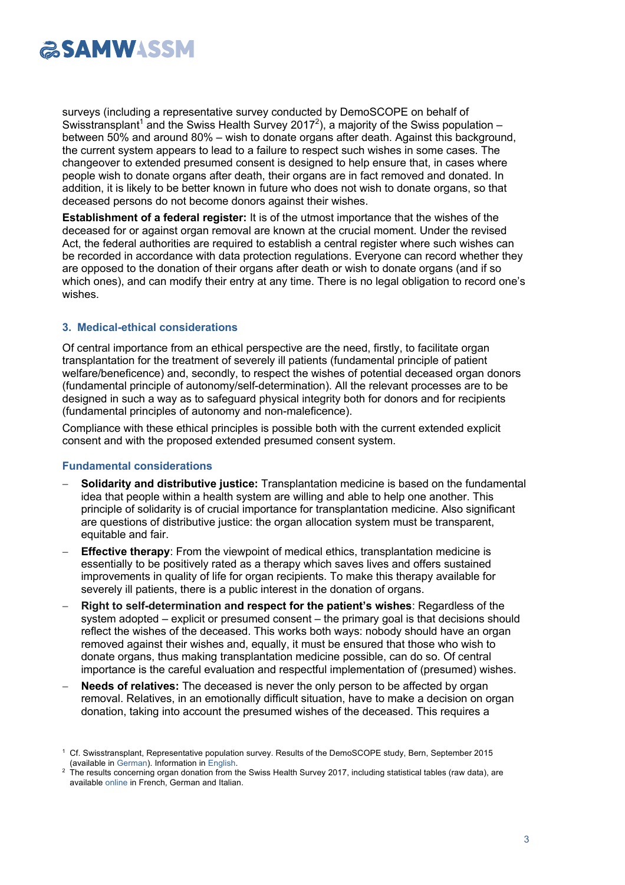surveys (including a representative survey conducted by DemoSCOPE on behalf of Swisstransplant[1] and the Swiss Health Survey 2017[2]), a majority of the Swiss population – between 50% and around 80% – wish to donate organs after death. Against this background, the current system appears to lead to a failure to respect such wishes in some cases. The changeover to extended presumed consent is designed to help ensure that, in cases where people wish to donate organs after death, their organs are in fact removed and donated. In addition, it is likely to be better known in future who does not wish to donate organs, so that deceased persons do not become donors against their wishes.

**Establishment of a federal register:** It is of the utmost importance that the wishes of the deceased for or against organ removal are known at the crucial moment. Under the revised Act, the federal authorities are required to establish a central register where such wishes can be recorded in accordance with data protection regulations. Everyone can record whether they are opposed to the donation of their organs after death or wish to donate organs (and if so which ones), and can modify their entry at any time. There is no legal obligation to record one's wishes.

## 3. Medical-ethical considerations

Of central importance from an ethical perspective are the need, firstly, to facilitate organ transplantation for the treatment of severely ill patients (fundamental principle of patient welfare/beneficence) and, secondly, to respect the wishes of potential deceased organ donors (fundamental principle of autonomy/self-determination). All the relevant processes are to be designed in such a way as to safeguard physical integrity both for donors and for recipients (fundamental principles of autonomy and non-maleficence).

Compliance with these ethical principles is possible both with the current extended explicit consent and with the proposed extended presumed consent system.

### Fundamental considerations

- **Solidarity and distributive justice:** Transplantation medicine is based on the fundamental idea that people within a health system are willing and able to help one another. This principle of solidarity is of crucial importance for transplantation medicine. Also significant are questions of distributive justice: the organ allocation system must be transparent, equitable and fair.
- **Effective therapy**: From the viewpoint of medical ethics, transplantation medicine is essentially to be positively rated as a therapy which saves lives and offers sustained improvements in quality of life for organ recipients. To make this therapy available for severely ill patients, there is a public interest in the donation of organs.
- **Right to self-determination and respect for the patient's wishes**: Regardless of the system adopted – explicit or presumed consent – the primary goal is that decisions should reflect the wishes of the deceased. This works both ways: nobody should have an organ removed against their wishes and, equally, it must be ensured that those who wish to donate organs, thus making transplantation medicine possible, can do so. Of central importance is the careful evaluation and respectful implementation of (presumed) wishes.
- **Needs of relatives:** The deceased is never the only person to be affected by organ removal. Relatives, in an emotionally difficult situation, have to make a decision on organ donation, taking into account the presumed wishes of the deceased. This requires a

[1] Cf. Swisstransplant, Representative population survey. Results of the DemoSCOPE study, Bern, September 2015 (available in German). Information in English.

[2] The results concerning organ donation from the Swiss Health Survey 2017, including statistical tables (raw data), are available online in French, German and Italian.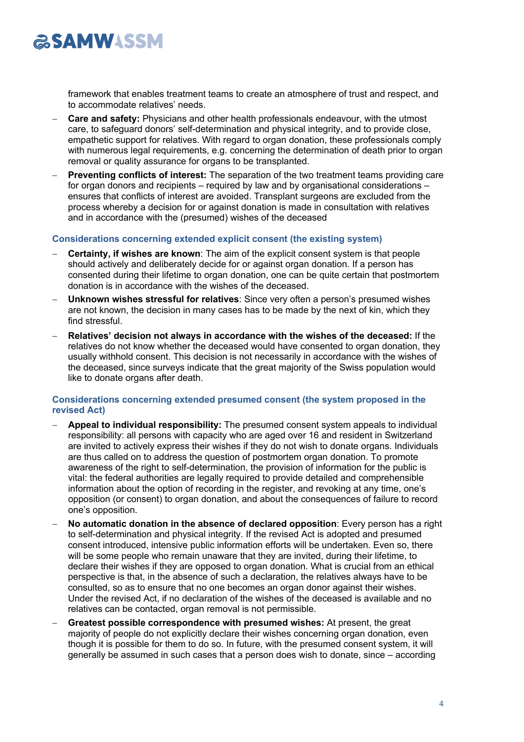framework that enables treatment teams to create an atmosphere of trust and respect, and to accommodate relatives' needs.

- **Care and safety:** Physicians and other health professionals endeavour, with the utmost care, to safeguard donors' self-determination and physical integrity, and to provide close, empathetic support for relatives. With regard to organ donation, these professionals comply with numerous legal requirements, e.g. concerning the determination of death prior to organ removal or quality assurance for organs to be transplanted.
- **Preventing conflicts of interest:** The separation of the two treatment teams providing care for organ donors and recipients – required by law and by organisational considerations – ensures that conflicts of interest are avoided. Transplant surgeons are excluded from the process whereby a decision for or against donation is made in consultation with relatives and in accordance with the (presumed) wishes of the deceased

### Considerations concerning extended explicit consent (the existing system)

- **Certainty, if wishes are known**: The aim of the explicit consent system is that people should actively and deliberately decide for or against organ donation. If a person has consented during their lifetime to organ donation, one can be quite certain that postmortem donation is in accordance with the wishes of the deceased.
- **Unknown wishes stressful for relatives**: Since very often a person's presumed wishes are not known, the decision in many cases has to be made by the next of kin, which they find stressful.
- **Relatives' decision not always in accordance with the wishes of the deceased:** If the relatives do not know whether the deceased would have consented to organ donation, they usually withhold consent. This decision is not necessarily in accordance with the wishes of the deceased, since surveys indicate that the great majority of the Swiss population would like to donate organs after death.

### Considerations concerning extended presumed consent (the system proposed in the revised Act)

- **Appeal to individual responsibility:** The presumed consent system appeals to individual responsibility: all persons with capacity who are aged over 16 and resident in Switzerland are invited to actively express their wishes if they do not wish to donate organs. Individuals are thus called on to address the question of postmortem organ donation. To promote awareness of the right to self-determination, the provision of information for the public is vital: the federal authorities are legally required to provide detailed and comprehensible information about the option of recording in the register, and revoking at any time, one's opposition (or consent) to organ donation, and about the consequences of failure to record one's opposition.
- **No automatic donation in the absence of declared opposition**: Every person has a right to self-determination and physical integrity. If the revised Act is adopted and presumed consent introduced, intensive public information efforts will be undertaken. Even so, there will be some people who remain unaware that they are invited, during their lifetime, to declare their wishes if they are opposed to organ donation. What is crucial from an ethical perspective is that, in the absence of such a declaration, the relatives always have to be consulted, so as to ensure that no one becomes an organ donor against their wishes. Under the revised Act, if no declaration of the wishes of the deceased is available and no relatives can be contacted, organ removal is not permissible.
- **Greatest possible correspondence with presumed wishes:** At present, the great majority of people do not explicitly declare their wishes concerning organ donation, even though it is possible for them to do so. In future, with the presumed consent system, it will generally be assumed in such cases that a person does wish to donate, since – according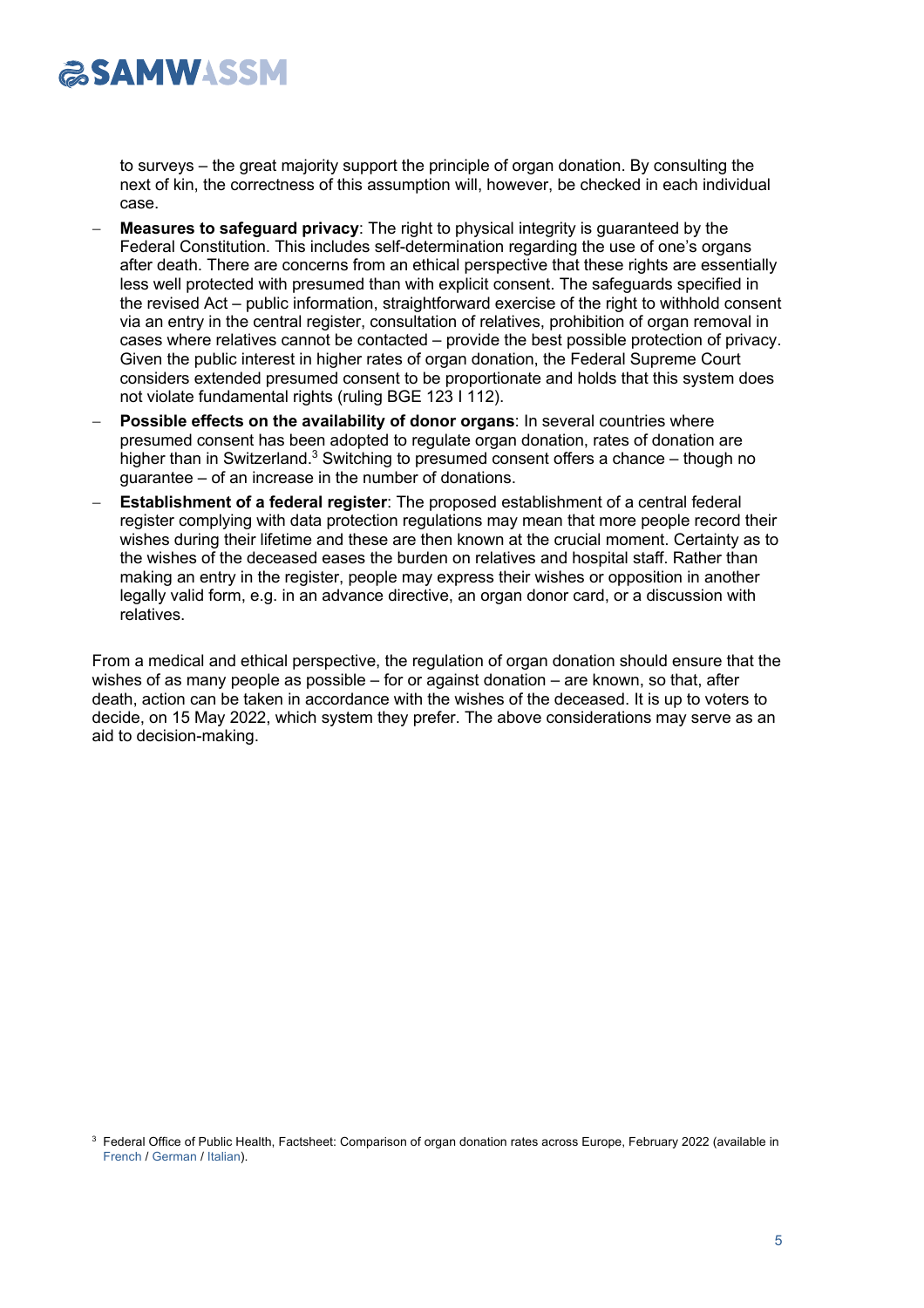to surveys – the great majority support the principle of organ donation. By consulting the next of kin, the correctness of this assumption will, however, be checked in each individual case.

- **Measures to safeguard privacy**: The right to physical integrity is guaranteed by the Federal Constitution. This includes self-determination regarding the use of one's organs after death. There are concerns from an ethical perspective that these rights are essentially less well protected with presumed than with explicit consent. The safeguards specified in the revised Act – public information, straightforward exercise of the right to withhold consent via an entry in the central register, consultation of relatives, prohibition of organ removal in cases where relatives cannot be contacted – provide the best possible protection of privacy. Given the public interest in higher rates of organ donation, the Federal Supreme Court considers extended presumed consent to be proportionate and holds that this system does not violate fundamental rights (ruling BGE 123 I 112).
- **Possible effects on the availability of donor organs**: In several countries where presumed consent has been adopted to regulate organ donation, rates of donation are higher than in Switzerland.[3] Switching to presumed consent offers a chance – though no guarantee – of an increase in the number of donations.
- **Establishment of a federal register**: The proposed establishment of a central federal register complying with data protection regulations may mean that more people record their wishes during their lifetime and these are then known at the crucial moment. Certainty as to the wishes of the deceased eases the burden on relatives and hospital staff. Rather than making an entry in the register, people may express their wishes or opposition in another legally valid form, e.g. in an advance directive, an organ donor card, or a discussion with relatives.

From a medical and ethical perspective, the regulation of organ donation should ensure that the wishes of as many people as possible – for or against donation – are known, so that, after death, action can be taken in accordance with the wishes of the deceased. It is up to voters to decide, on 15 May 2022, which system they prefer. The above considerations may serve as an aid to decision-making.

[3] Federal Office of Public Health, Factsheet: Comparison of organ donation rates across Europe, February 2022 (available in French / German / Italian).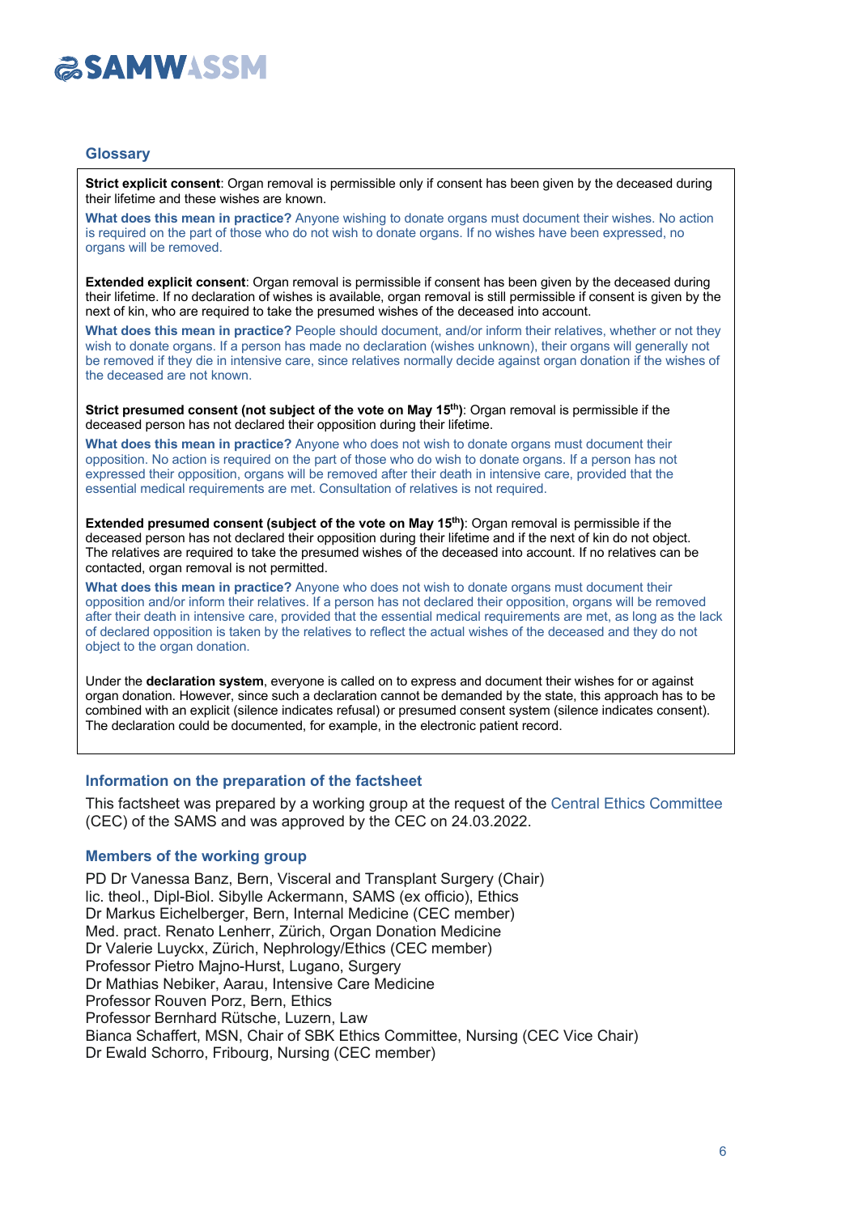## Glossary

**Strict explicit consent**: Organ removal is permissible only if consent has been given by the deceased during their lifetime and these wishes are known.

**What does this mean in practice?** Anyone wishing to donate organs must document their wishes. No action is required on the part of those who do not wish to donate organs. If no wishes have been expressed, no organs will be removed.

**Extended explicit consent**: Organ removal is permissible if consent has been given by the deceased during their lifetime. If no declaration of wishes is available, organ removal is still permissible if consent is given by the next of kin, who are required to take the presumed wishes of the deceased into account.

**What does this mean in practice?** People should document, and/or inform their relatives, whether or not they wish to donate organs. If a person has made no declaration (wishes unknown), their organs will generally not be removed if they die in intensive care, since relatives normally decide against organ donation if the wishes of the deceased are not known.

**Strict presumed consent (not subject of the vote on May 15th)**: Organ removal is permissible if the deceased person has not declared their opposition during their lifetime.

**What does this mean in practice?** Anyone who does not wish to donate organs must document their opposition. No action is required on the part of those who do wish to donate organs. If a person has not expressed their opposition, organs will be removed after their death in intensive care, provided that the essential medical requirements are met. Consultation of relatives is not required.

**Extended presumed consent (subject of the vote on May 15th)**: Organ removal is permissible if the deceased person has not declared their opposition during their lifetime and if the next of kin do not object. The relatives are required to take the presumed wishes of the deceased into account. If no relatives can be contacted, organ removal is not permitted.

**What does this mean in practice?** Anyone who does not wish to donate organs must document their opposition and/or inform their relatives. If a person has not declared their opposition, organs will be removed after their death in intensive care, provided that the essential medical requirements are met, as long as the lack of declared opposition is taken by the relatives to reflect the actual wishes of the deceased and they do not object to the organ donation.

Under the **declaration system**, everyone is called on to express and document their wishes for or against organ donation. However, since such a declaration cannot be demanded by the state, this approach has to be combined with an explicit (silence indicates refusal) or presumed consent system (silence indicates consent). The declaration could be documented, for example, in the electronic patient record.

### Information on the preparation of the factsheet

This factsheet was prepared by a working group at the request of the Central Ethics Committee (CEC) of the SAMS and was approved by the CEC on 24.03.2022.

### Members of the working group

PD Dr Vanessa Banz, Bern, Visceral and Transplant Surgery (Chair)
lic. theol., Dipl-Biol. Sibylle Ackermann, SAMS (ex officio), Ethics
Dr Markus Eichelberger, Bern, Internal Medicine (CEC member)
Med. pract. Renato Lenherr, Zürich, Organ Donation Medicine
Dr Valerie Luyckx, Zürich, Nephrology/Ethics (CEC member)
Professor Pietro Majno-Hurst, Lugano, Surgery
Dr Mathias Nebiker, Aarau, Intensive Care Medicine
Professor Rouven Porz, Bern, Ethics
Professor Bernhard Rütsche, Luzern, Law
Bianca Schaffert, MSN, Chair of SBK Ethics Committee, Nursing (CEC Vice Chair)
Dr Ewald Schorro, Fribourg, Nursing (CEC member)